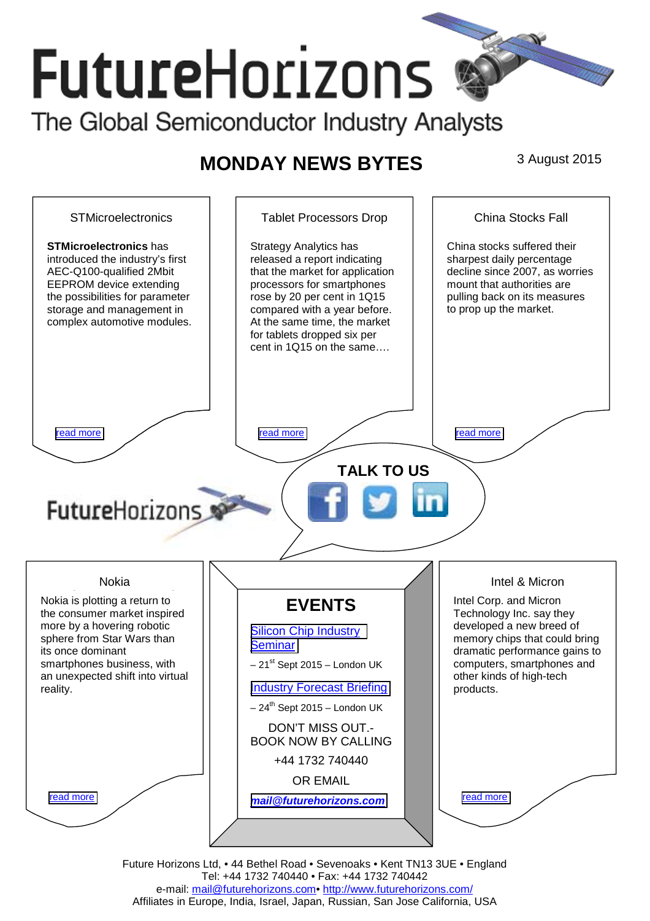# FutureHorizons

The Global Semiconductor Industry Analysts

## MONDAY NEWS BYTES

3 August 2015

### STMicroelectronics

**STMicroelectronics** has introduced the industry's first AEC-Q100-qualified 2Mbit EEPROM device extending the possibilities for parameter storage and management in complex automotive modules.

read more

### Tablet Processors Drop

Strategy Analytics has released a report indicating that the market for application processors for smartphones rose by 20 per cent in 1Q15 compared with a year before. At the same time, the market for tablets dropped six per cent in 1Q15 on the same….

read more

### China Stocks Fall

China stocks suffered their sharpest daily percentage decline since 2007, as worries mount that authorities are pulling back on its measures to prop up the market.

read more

**TALK TO US**

FutureHorizons

### Nokia

Nokia is plotting a return to the consumer market inspired more by a hovering robotic sphere from Star Wars than its once dominant smartphones business, with an unexpected shift into virtual reality.

read more

### EVENTS

Silicon Chip Industry Seminar

– 21st Sept 2015 – London UK

Industry Forecast Briefing

– 24th Sept 2015 – London UK

DON'T MISS OUT.- BOOK NOW BY CALLING

+44 1732 740440

OR EMAIL

***mail@futurehorizons.com***

### Intel & Micron

Intel Corp. and Micron Technology Inc. say they developed a new breed of memory chips that could bring dramatic performance gains to computers, smartphones and other kinds of high-tech products.

read more

Future Horizons Ltd, • 44 Bethel Road • Sevenoaks • Kent TN13 3UE • England
Tel: +44 1732 740440 • Fax: +44 1732 740442
e-mail: mail@futurehorizons.com• http://www.futurehorizons.com/
Affiliates in Europe, India, Israel, Japan, Russian, San Jose California, USA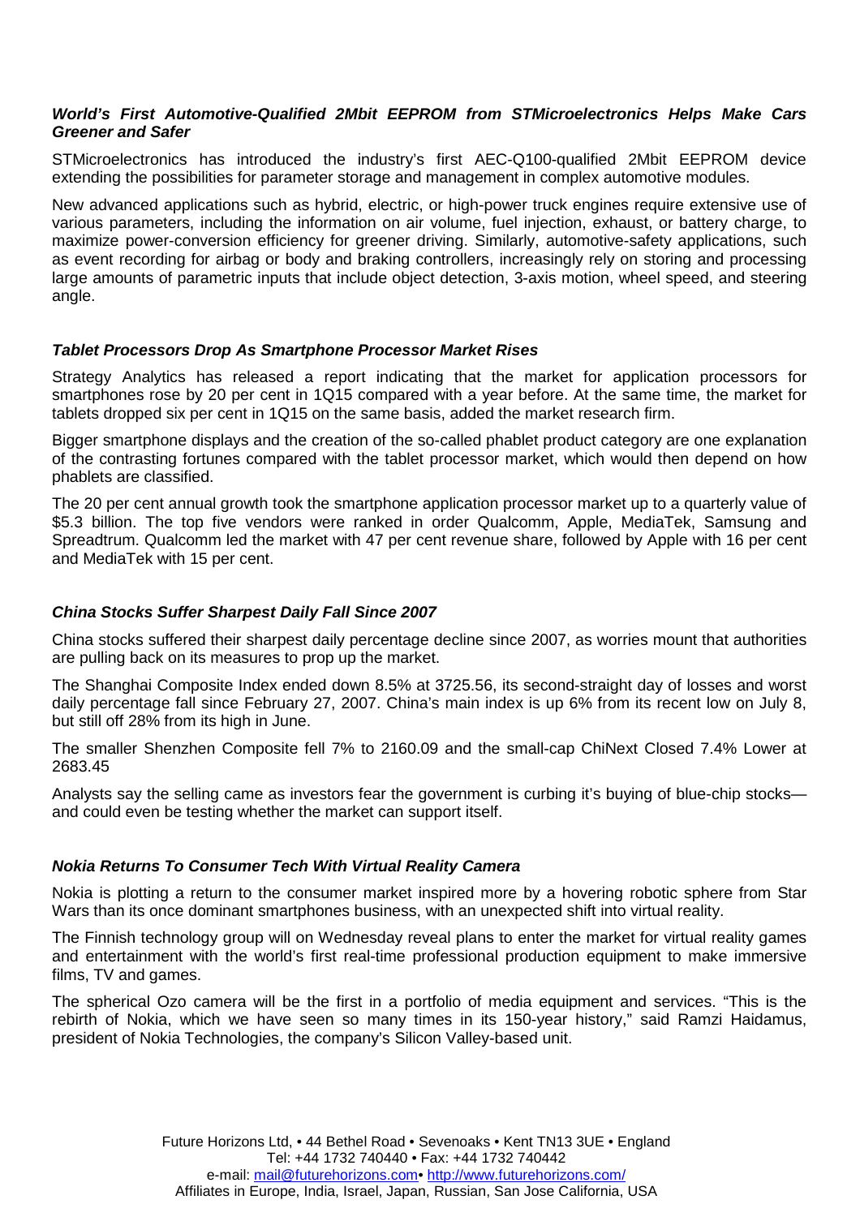### ***World's First Automotive-Qualified 2Mbit EEPROM from STMicroelectronics Helps Make Cars Greener and Safer***

STMicroelectronics has introduced the industry's first AEC-Q100-qualified 2Mbit EEPROM device extending the possibilities for parameter storage and management in complex automotive modules.

New advanced applications such as hybrid, electric, or high-power truck engines require extensive use of various parameters, including the information on air volume, fuel injection, exhaust, or battery charge, to maximize power-conversion efficiency for greener driving. Similarly, automotive-safety applications, such as event recording for airbag or body and braking controllers, increasingly rely on storing and processing large amounts of parametric inputs that include object detection, 3-axis motion, wheel speed, and steering angle.

### ***Tablet Processors Drop As Smartphone Processor Market Rises***

Strategy Analytics has released a report indicating that the market for application processors for smartphones rose by 20 per cent in 1Q15 compared with a year before. At the same time, the market for tablets dropped six per cent in 1Q15 on the same basis, added the market research firm.

Bigger smartphone displays and the creation of the so-called phablet product category are one explanation of the contrasting fortunes compared with the tablet processor market, which would then depend on how phablets are classified.

The 20 per cent annual growth took the smartphone application processor market up to a quarterly value of $5.3 billion. The top five vendors were ranked in order Qualcomm, Apple, MediaTek, Samsung and Spreadtrum. Qualcomm led the market with 47 per cent revenue share, followed by Apple with 16 per cent and MediaTek with 15 per cent.

### ***China Stocks Suffer Sharpest Daily Fall Since 2007***

China stocks suffered their sharpest daily percentage decline since 2007, as worries mount that authorities are pulling back on its measures to prop up the market.

The Shanghai Composite Index ended down 8.5% at 3725.56, its second-straight day of losses and worst daily percentage fall since February 27, 2007. China's main index is up 6% from its recent low on July 8, but still off 28% from its high in June.

The smaller Shenzhen Composite fell 7% to 2160.09 and the small-cap ChiNext Closed 7.4% Lower at 2683.45

Analysts say the selling came as investors fear the government is curbing it's buying of blue-chip stocks—and could even be testing whether the market can support itself.

### ***Nokia Returns To Consumer Tech With Virtual Reality Camera***

Nokia is plotting a return to the consumer market inspired more by a hovering robotic sphere from Star Wars than its once dominant smartphones business, with an unexpected shift into virtual reality.

The Finnish technology group will on Wednesday reveal plans to enter the market for virtual reality games and entertainment with the world's first real-time professional production equipment to make immersive films, TV and games.

The spherical Ozo camera will be the first in a portfolio of media equipment and services. "This is the rebirth of Nokia, which we have seen so many times in its 150-year history," said Ramzi Haidamus, president of Nokia Technologies, the company's Silicon Valley-based unit.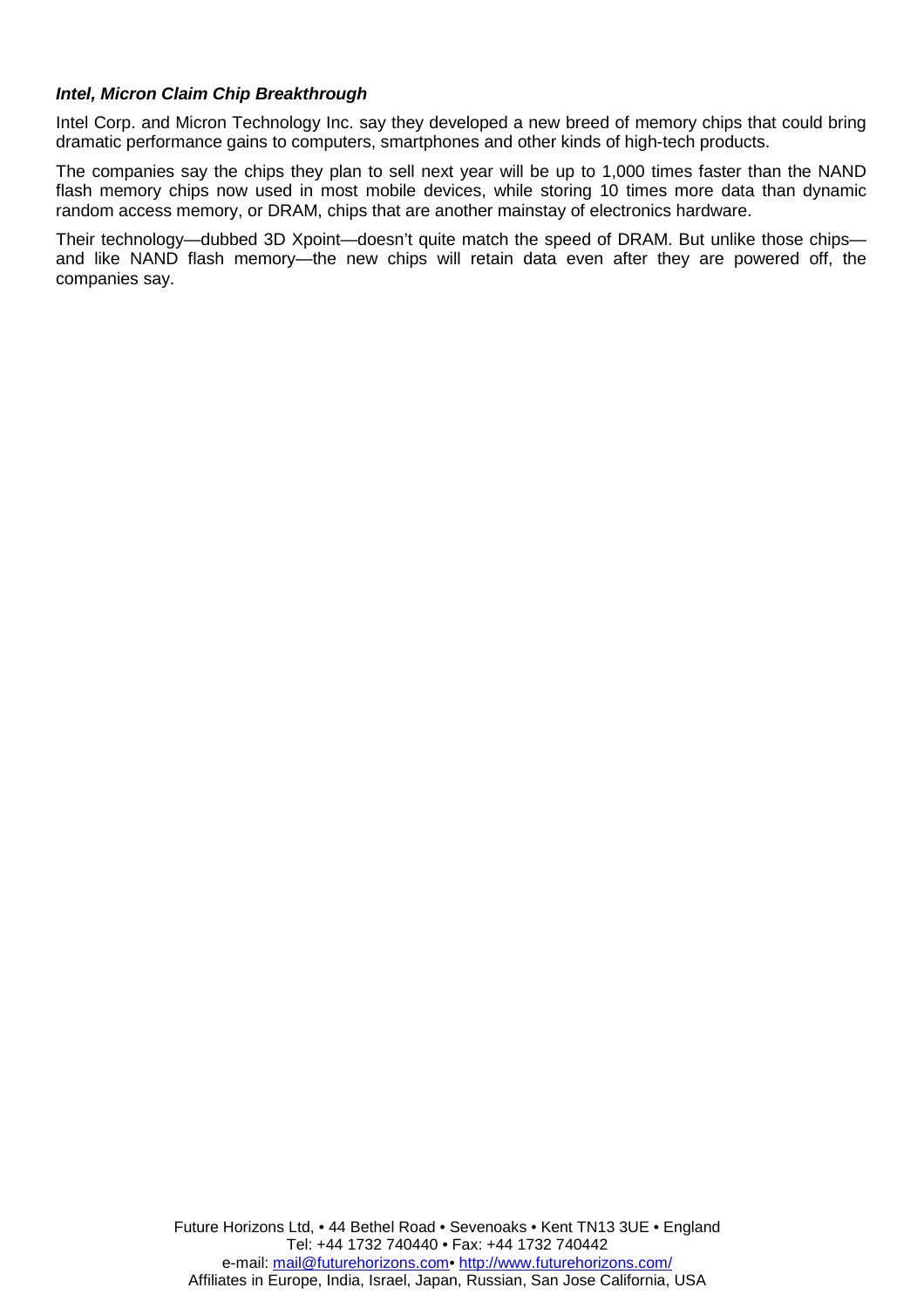***Intel, Micron Claim Chip Breakthrough***

Intel Corp. and Micron Technology Inc. say they developed a new breed of memory chips that could bring dramatic performance gains to computers, smartphones and other kinds of high-tech products.

The companies say the chips they plan to sell next year will be up to 1,000 times faster than the NAND flash memory chips now used in most mobile devices, while storing 10 times more data than dynamic random access memory, or DRAM, chips that are another mainstay of electronics hardware.

Their technology—dubbed 3D Xpoint—doesn't quite match the speed of DRAM. But unlike those chips—and like NAND flash memory—the new chips will retain data even after they are powered off, the companies say.